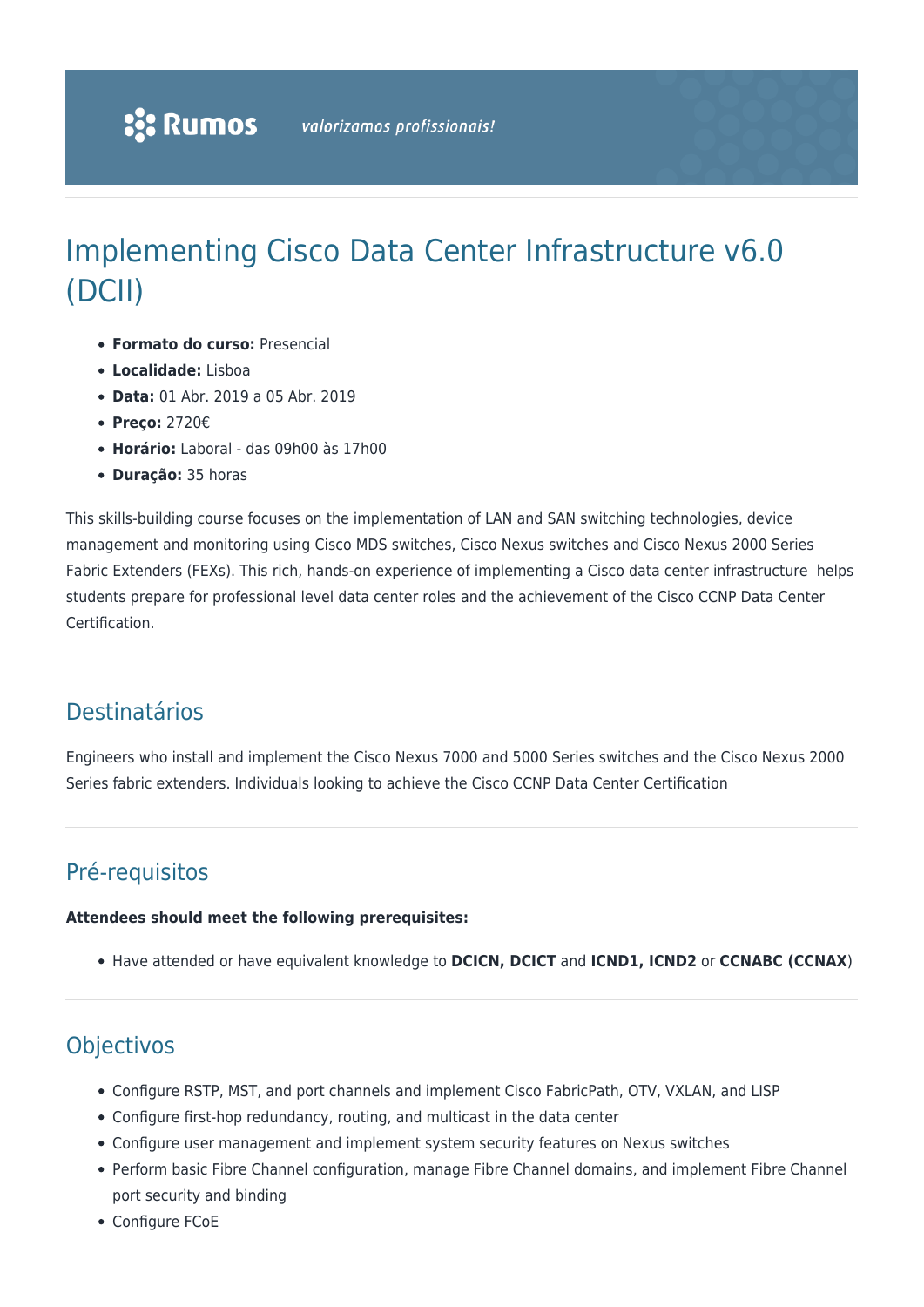Rumos *valorizamos profissionais!*

# Implementing Cisco Data Center Infrastructure v6.0 (DCII)

- **Formato do curso:** Presencial
- **Localidade:** Lisboa
- **Data:** 01 Abr. 2019 a 05 Abr. 2019
- **Preço:** 2720€
- **Horário:** Laboral - das 09h00 às 17h00
- **Duração:** 35 horas

This skills-building course focuses on the implementation of LAN and SAN switching technologies, device management and monitoring using Cisco MDS switches, Cisco Nexus switches and Cisco Nexus 2000 Series Fabric Extenders (FEXs). This rich, hands-on experience of implementing a Cisco data center infrastructure helps students prepare for professional level data center roles and the achievement of the Cisco CCNP Data Center Certification.

## Destinatários

Engineers who install and implement the Cisco Nexus 7000 and 5000 Series switches and the Cisco Nexus 2000 Series fabric extenders. Individuals looking to achieve the Cisco CCNP Data Center Certification

## Pré-requisitos

**Attendees should meet the following prerequisites:**

- Have attended or have equivalent knowledge to **DCICN, DCICT** and **ICND1, ICND2** or **CCNABC (CCNAX**)

## Objectivos

- Configure RSTP, MST, and port channels and implement Cisco FabricPath, OTV, VXLAN, and LISP
- Configure first-hop redundancy, routing, and multicast in the data center
- Configure user management and implement system security features on Nexus switches
- Perform basic Fibre Channel configuration, manage Fibre Channel domains, and implement Fibre Channel port security and binding
- Configure FCoE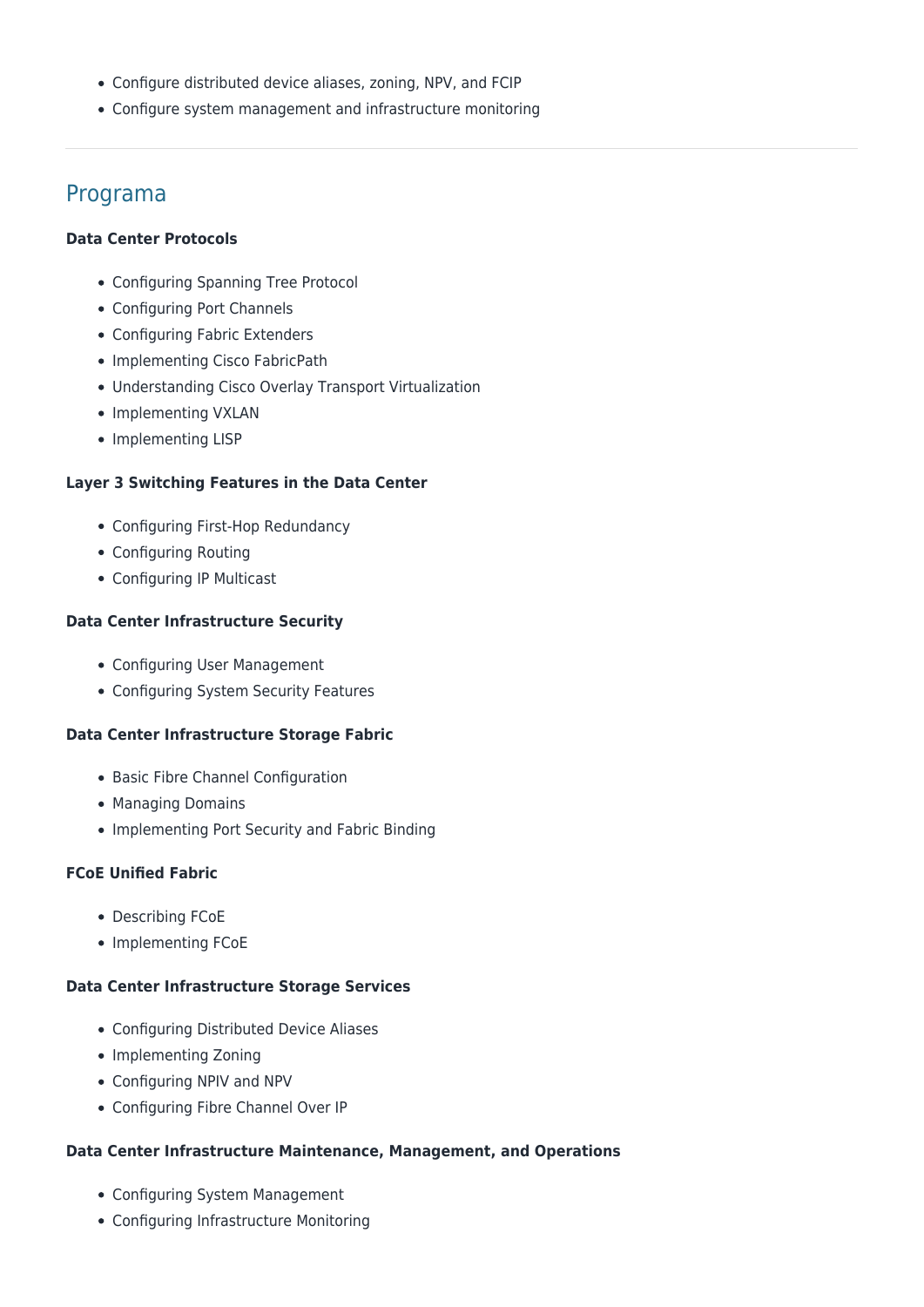- Configure distributed device aliases, zoning, NPV, and FCIP
- Configure system management and infrastructure monitoring

---

## Programa

**Data Center Protocols**

- Configuring Spanning Tree Protocol
- Configuring Port Channels
- Configuring Fabric Extenders
- Implementing Cisco FabricPath
- Understanding Cisco Overlay Transport Virtualization
- Implementing VXLAN
- Implementing LISP

**Layer 3 Switching Features in the Data Center**

- Configuring First-Hop Redundancy
- Configuring Routing
- Configuring IP Multicast

**Data Center Infrastructure Security**

- Configuring User Management
- Configuring System Security Features

**Data Center Infrastructure Storage Fabric**

- Basic Fibre Channel Configuration
- Managing Domains
- Implementing Port Security and Fabric Binding

**FCoE Unified Fabric**

- Describing FCoE
- Implementing FCoE

**Data Center Infrastructure Storage Services**

- Configuring Distributed Device Aliases
- Implementing Zoning
- Configuring NPIV and NPV
- Configuring Fibre Channel Over IP

**Data Center Infrastructure Maintenance, Management, and Operations**

- Configuring System Management
- Configuring Infrastructure Monitoring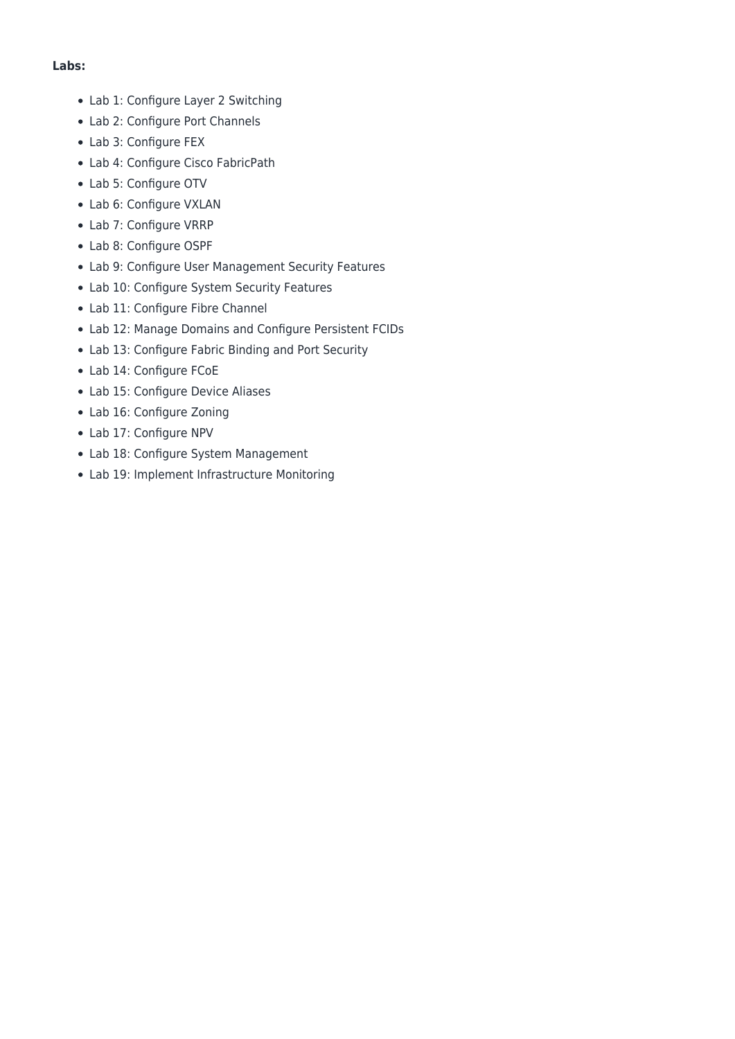**Labs:**

- Lab 1: Configure Layer 2 Switching
- Lab 2: Configure Port Channels
- Lab 3: Configure FEX
- Lab 4: Configure Cisco FabricPath
- Lab 5: Configure OTV
- Lab 6: Configure VXLAN
- Lab 7: Configure VRRP
- Lab 8: Configure OSPF
- Lab 9: Configure User Management Security Features
- Lab 10: Configure System Security Features
- Lab 11: Configure Fibre Channel
- Lab 12: Manage Domains and Configure Persistent FCIDs
- Lab 13: Configure Fabric Binding and Port Security
- Lab 14: Configure FCoE
- Lab 15: Configure Device Aliases
- Lab 16: Configure Zoning
- Lab 17: Configure NPV
- Lab 18: Configure System Management
- Lab 19: Implement Infrastructure Monitoring